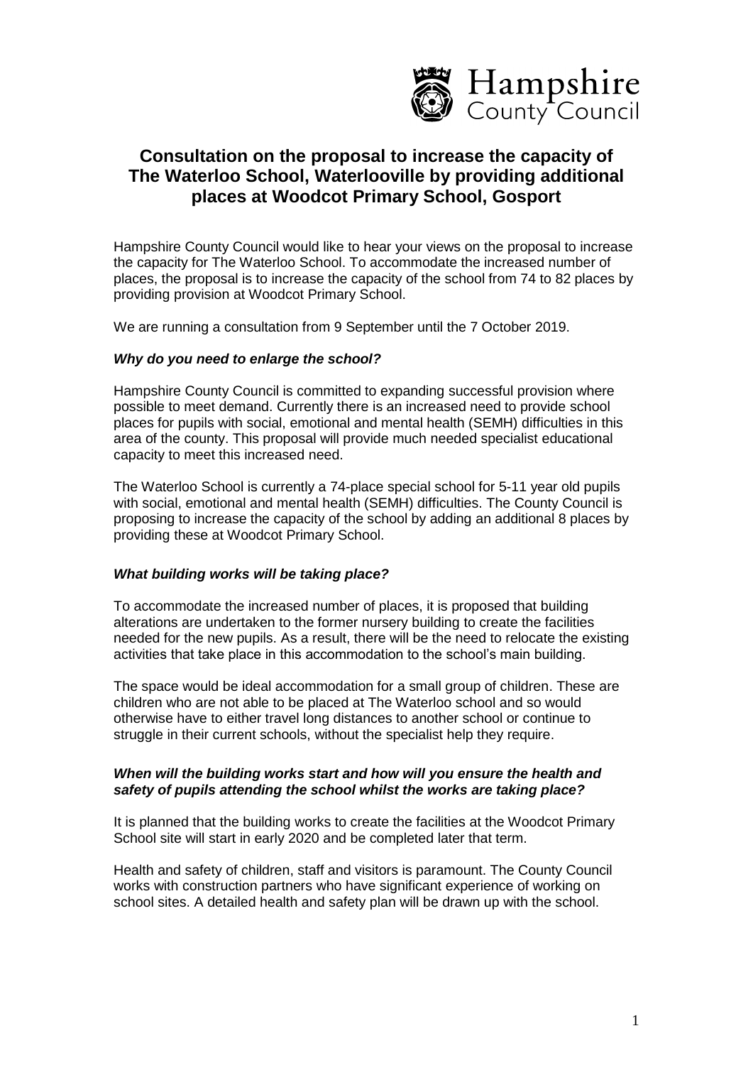Hampshire County Council

# Consultation on the proposal to increase the capacity of The Waterloo School, Waterlooville by providing additional places at Woodcot Primary School, Gosport

Hampshire County Council would like to hear your views on the proposal to increase the capacity for The Waterloo School. To accommodate the increased number of places, the proposal is to increase the capacity of the school from 74 to 82 places by providing provision at Woodcot Primary School.

We are running a consultation from 9 September until the 7 October 2019.

### *Why do you need to enlarge the school?*

Hampshire County Council is committed to expanding successful provision where possible to meet demand. Currently there is an increased need to provide school places for pupils with social, emotional and mental health (SEMH) difficulties in this area of the county. This proposal will provide much needed specialist educational capacity to meet this increased need.

The Waterloo School is currently a 74-place special school for 5-11 year old pupils with social, emotional and mental health (SEMH) difficulties. The County Council is proposing to increase the capacity of the school by adding an additional 8 places by providing these at Woodcot Primary School.

### *What building works will be taking place?*

To accommodate the increased number of places, it is proposed that building alterations are undertaken to the former nursery building to create the facilities needed for the new pupils. As a result, there will be the need to relocate the existing activities that take place in this accommodation to the school's main building.

The space would be ideal accommodation for a small group of children. These are children who are not able to be placed at The Waterloo school and so would otherwise have to either travel long distances to another school or continue to struggle in their current schools, without the specialist help they require.

### *When will the building works start and how will you ensure the health and safety of pupils attending the school whilst the works are taking place?*

It is planned that the building works to create the facilities at the Woodcot Primary School site will start in early 2020 and be completed later that term.

Health and safety of children, staff and visitors is paramount. The County Council works with construction partners who have significant experience of working on school sites. A detailed health and safety plan will be drawn up with the school.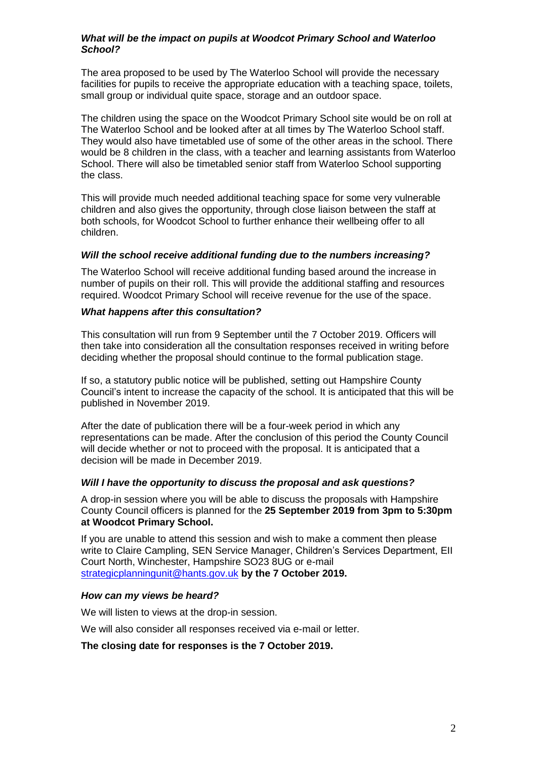***What will be the impact on pupils at Woodcot Primary School and Waterloo School?***

The area proposed to be used by The Waterloo School will provide the necessary facilities for pupils to receive the appropriate education with a teaching space, toilets, small group or individual quite space, storage and an outdoor space.

The children using the space on the Woodcot Primary School site would be on roll at The Waterloo School and be looked after at all times by The Waterloo School staff. They would also have timetabled use of some of the other areas in the school. There would be 8 children in the class, with a teacher and learning assistants from Waterloo School. There will also be timetabled senior staff from Waterloo School supporting the class.

This will provide much needed additional teaching space for some very vulnerable children and also gives the opportunity, through close liaison between the staff at both schools, for Woodcot School to further enhance their wellbeing offer to all children.

***Will the school receive additional funding due to the numbers increasing?***

The Waterloo School will receive additional funding based around the increase in number of pupils on their roll. This will provide the additional staffing and resources required. Woodcot Primary School will receive revenue for the use of the space.

***What happens after this consultation?***

This consultation will run from 9 September until the 7 October 2019. Officers will then take into consideration all the consultation responses received in writing before deciding whether the proposal should continue to the formal publication stage.

If so, a statutory public notice will be published, setting out Hampshire County Council's intent to increase the capacity of the school. It is anticipated that this will be published in November 2019.

After the date of publication there will be a four-week period in which any representations can be made. After the conclusion of this period the County Council will decide whether or not to proceed with the proposal. It is anticipated that a decision will be made in December 2019.

***Will I have the opportunity to discuss the proposal and ask questions?***

A drop-in session where you will be able to discuss the proposals with Hampshire County Council officers is planned for the **25 September 2019 from 3pm to 5:30pm at Woodcot Primary School.**

If you are unable to attend this session and wish to make a comment then please write to Claire Campling, SEN Service Manager, Children's Services Department, EII Court North, Winchester, Hampshire SO23 8UG or e-mail strategicplanningunit@hants.gov.uk **by the 7 October 2019.**

***How can my views be heard?***

We will listen to views at the drop-in session.

We will also consider all responses received via e-mail or letter.

**The closing date for responses is the 7 October 2019.**